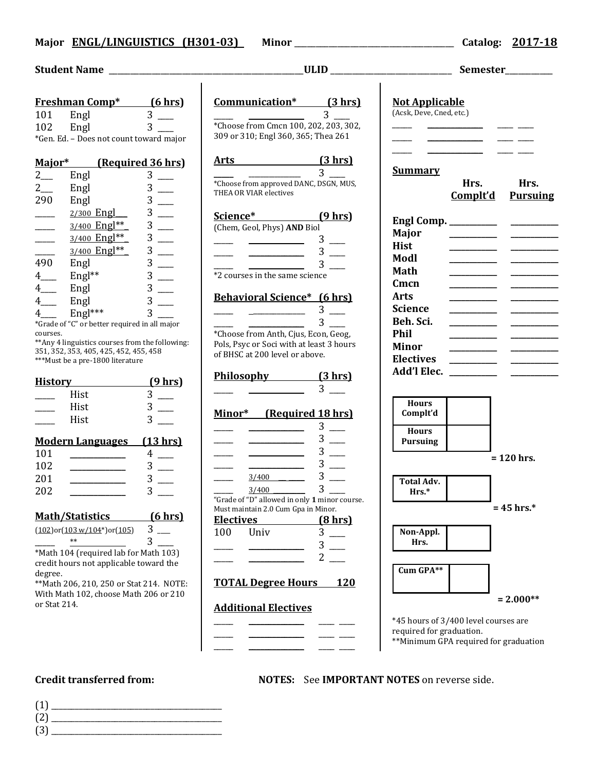**Major** **ENGL/LINGUISTICS (H301-03)** **Minor** ________________ **Catalog:** **2017-18**

**Student Name** ________________ **ULID** ________________ **Semester** ________

**Freshman Comp*** **(6 hrs)**

| | | | |
|---|---|---|---|
| 101 | Engl | 3 | ___ |
| 102 | Engl | 3 | ___ |

*Gen. Ed. – Does not count toward major

**Major*** **(Required 36 hrs)**

| | | | |
|---|---|---|---|
| 2___ | Engl | 3 | ___ |
| 2___ | Engl | 3 | ___ |
| 290 | Engl | 3 | ___ |
| ____ | 2/300 Engl___ | 3 | ___ |
| ____ | 3/400 Engl**_ | 3 | ___ |
| ____ | 3/400 Engl**_ | 3 | ___ |
| ____ | 3/400 Engl**_ | 3 | ___ |
| 490 | Engl | 3 | ___ |
| 4___ | Engl** | 3 | ___ |
| 4___ | Engl | 3 | ___ |
| 4___ | Engl | 3 | ___ |
| 4___ | Engl*** | 3 | ___ |

*Grade of "C" or better required in all major courses.
**Any 4 linguistics courses from the following: 351, 352, 353, 405, 425, 452, 455, 458
***Must be a pre-1800 literature

**History** **(9 hrs)**

| | | | |
|---|---|---|---|
| ____ | Hist | 3 | ___ |
| ____ | Hist | 3 | ___ |
| ____ | Hist | 3 | ___ |

**Modern Languages** **(13 hrs)**

| | | | |
|---|---|---|---|
| 101 | ________ | 4 | ___ |
| 102 | ________ | 3 | ___ |
| 201 | ________ | 3 | ___ |
| 202 | ________ | 3 | ___ |

**Math/Statistics** **(6 hrs)**

| | | | |
|---|---|---|---|
| (102)or(103 w/104*)or(105) | | 3 | ___ |
| ____ | ** | 3 | ___ |

*Math 104 (required lab for Math 103) credit hours not applicable toward the degree.
**Math 206, 210, 250 or Stat 214. NOTE: With Math 102, choose Math 206 or 210 or Stat 214.

**Communication*** **(3 hrs)**

____ ________ 3 ___

*Choose from Cmcn 100, 202, 203, 302, 309 or 310; Engl 360, 365; Thea 261

**Arts** **(3 hrs)**

____ ________ 3 ___

*Choose from approved DANC, DSGN, MUS, THEA OR VIAR electives

**Science*** **(9 hrs)**

(Chem, Geol, Phys) **AND** Biol

| | | | |
|---|---|---|---|
| ____ | ________ | 3 | ___ |
| ____ | ________ | 3 | ___ |
| ____ | ________ | 3 | ___ |

*2 courses in the same science

**Behavioral Science*** **(6 hrs)**

| | | | |
|---|---|---|---|
| ____ | ________ | 3 | ___ |
| ____ | ________ | 3 | ___ |

*Choose from Anth, Cjus, Econ, Geog, Pols, Psyc or Soci with at least 3 hours of BHSC at 200 level or above.

**Philosophy** **(3 hrs)**

____ ________ 3 ___

**Minor*** **(Required 18 hrs)**

| | | | |
|---|---|---|---|
| ____ | ________ | 3 | ___ |
| ____ | ________ | 3 | ___ |
| ____ | ________ | 3 | ___ |
| ____ | ________ | 3 | ___ |
| ____ | 3/400 ____ | 3 | ___ |
| ____ | 3/400 ____ | 3 | ___ |

"Grade of "D" allowed in only **1** minor course. Must maintain 2.0 Cum Gpa in Minor.

**Electives** **(8 hrs)**

| | | | |
|---|---|---|---|
| 100 | Univ | 3 | ___ |
| ____ | ________ | 3 | ___ |
| ____ | ________ | 2 | ___ |

**TOTAL Degree Hours** **120**

**Additional Electives**

| | | | |
|---|---|---|---|
| ____ | ________ | ___ | ___ |
| ____ | ________ | ___ | ___ |
| ____ | ________ | ___ | ___ |

**Not Applicable**

(Acsk, Deve, Cned, etc.)

| | | | |
|---|---|---|---|
| ____ | ________ | ___ | ___ |
| ____ | ________ | ___ | ___ |
| ____ | ________ | ___ | ___ |

**Summary**

| | Hrs. Complt'd | Hrs. Pursuing |
|---|---|---|
| Engl Comp. | | |
| Major | | |
| Hist | | |
| Modl | | |
| Math | | |
| Cmcn | | |
| Arts | | |
| Science | | |
| Beh. Sci. | | |
| Phil | | |
| Minor | | |
| Electives | | |
| Add'l Elec. | | |

| | |
|---|---|
| **Hours Complt'd** | |
| **Hours Pursuing** | |

**= 120 hrs.**

| | |
|---|---|
| **Total Adv. Hrs.*** | |

**= 45 hrs.***

| | |
|---|---|
| **Non-Appl. Hrs.** | |

| | |
|---|---|
| **Cum GPA**** | |

**= 2.000****

*45 hours of 3/400 level courses are required for graduation.
**Minimum GPA required for graduation

**Credit transferred from:**

(1) ________________
(2) ________________
(3) ________________

**NOTES:** See **IMPORTANT NOTES** on reverse side.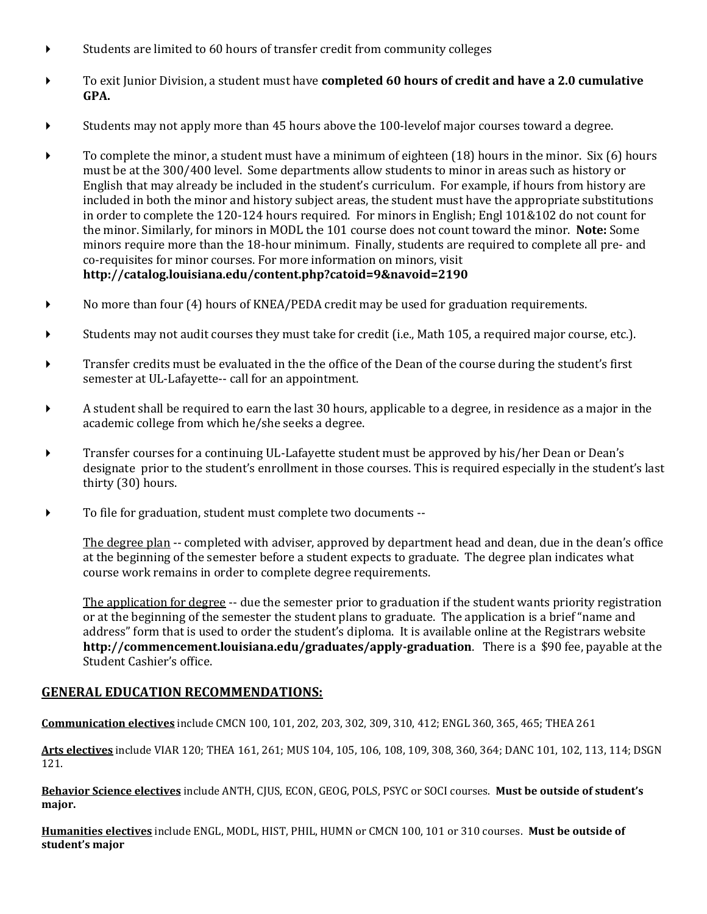- Students are limited to 60 hours of transfer credit from community colleges

- To exit Junior Division, a student must have **completed 60 hours of credit and have a 2.0 cumulative GPA.**

- Students may not apply more than 45 hours above the 100-levelof major courses toward a degree.

- To complete the minor, a student must have a minimum of eighteen (18) hours in the minor. Six (6) hours must be at the 300/400 level. Some departments allow students to minor in areas such as history or English that may already be included in the student's curriculum. For example, if hours from history are included in both the minor and history subject areas, the student must have the appropriate substitutions in order to complete the 120-124 hours required. For minors in English; Engl 101&102 do not count for the minor. Similarly, for minors in MODL the 101 course does not count toward the minor. **Note:** Some minors require more than the 18-hour minimum. Finally, students are required to complete all pre- and co-requisites for minor courses. For more information on minors, visit **http://catalog.louisiana.edu/content.php?catoid=9&navoid=2190**

- No more than four (4) hours of KNEA/PEDA credit may be used for graduation requirements.

- Students may not audit courses they must take for credit (i.e., Math 105, a required major course, etc.).

- Transfer credits must be evaluated in the the office of the Dean of the course during the student's first semester at UL-Lafayette-- call for an appointment.

- A student shall be required to earn the last 30 hours, applicable to a degree, in residence as a major in the academic college from which he/she seeks a degree.

- Transfer courses for a continuing UL-Lafayette student must be approved by his/her Dean or Dean's designate prior to the student's enrollment in those courses. This is required especially in the student's last thirty (30) hours.

- To file for graduation, student must complete two documents --

  The degree plan -- completed with adviser, approved by department head and dean, due in the dean's office at the beginning of the semester before a student expects to graduate. The degree plan indicates what course work remains in order to complete degree requirements.

  The application for degree -- due the semester prior to graduation if the student wants priority registration or at the beginning of the semester the student plans to graduate. The application is a brief "name and address" form that is used to order the student's diploma. It is available online at the Registrars website **http://commencement.louisiana.edu/graduates/apply-graduation**. There is a $90 fee, payable at the Student Cashier's office.

## GENERAL EDUCATION RECOMMENDATIONS:

**Communication electives** include CMCN 100, 101, 202, 203, 302, 309, 310, 412; ENGL 360, 365, 465; THEA 261

**Arts electives** include VIAR 120; THEA 161, 261; MUS 104, 105, 106, 108, 109, 308, 360, 364; DANC 101, 102, 113, 114; DSGN 121.

**Behavior Science electives** include ANTH, CJUS, ECON, GEOG, POLS, PSYC or SOCI courses. **Must be outside of student's major.**

**Humanities electives** include ENGL, MODL, HIST, PHIL, HUMN or CMCN 100, 101 or 310 courses. **Must be outside of student's major**